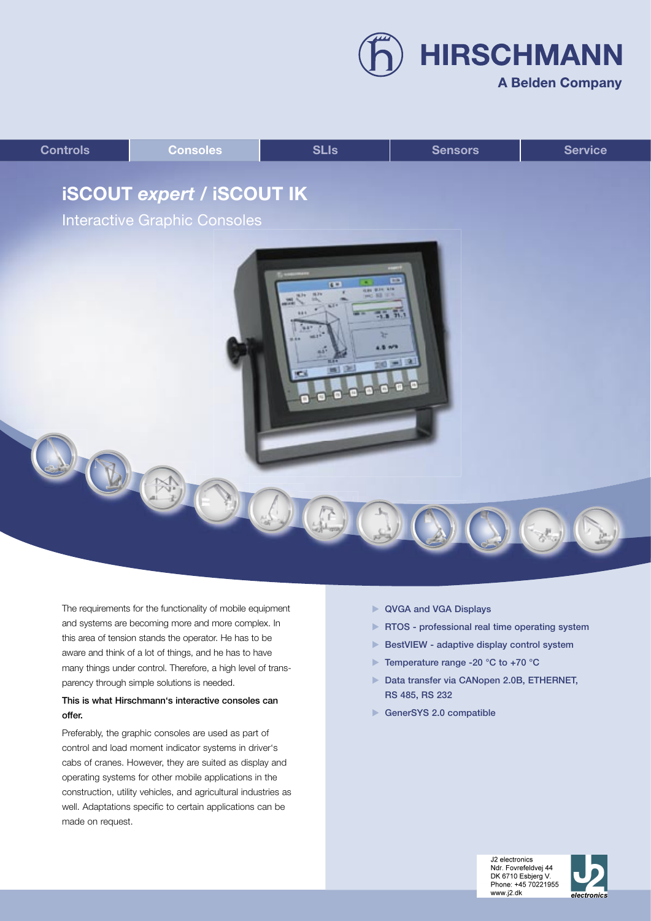HIRSCHMANN

A Belden Company

Controls | Consoles | SLIs | Sensors | Service

# iSCOUT *expert* / iSCOUT IK

## Interactive Graphic Consoles

The requirements for the functionality of mobile equipment and systems are becoming more and more complex. In this area of tension stands the operator. He has to be aware and think of a lot of things, and he has to have many things under control. Therefore, a high level of transparency through simple solutions is needed.

**This is what Hirschmann's interactive consoles can offer.**

Preferably, the graphic consoles are used as part of control and load moment indicator systems in driver's cabs of cranes. However, they are suited as display and operating systems for other mobile applications in the construction, utility vehicles, and agricultural industries as well. Adaptations specific to certain applications can be made on request.

- QVGA and VGA Displays
- RTOS - professional real time operating system
- BestVIEW - adaptive display control system
- Temperature range -20 °C to +70 °C
- Data transfer via CANopen 2.0B, ETHERNET, RS 485, RS 232
- GenerSYS 2.0 compatible

J2 electronics
Ndr. Fovrefeldvej 44
DK 6710 Esbjerg V.
Phone: +45 70221955
www.j2.dk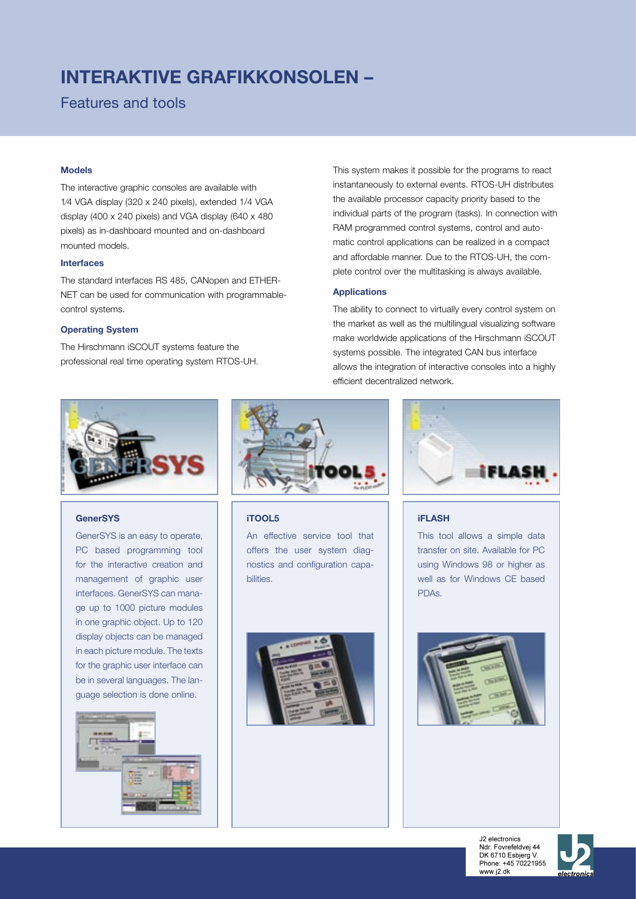# INTERAKTIVE GRAFIKKONSOLEN –

## Features and tools

### Models

The interactive graphic consoles are available with 1⁄4 VGA display (320 x 240 pixels), extended 1/4 VGA display (400 x 240 pixels) and VGA display (640 x 480 pixels) as in-dashboard mounted and on-dashboard mounted models.

### Interfaces

The standard interfaces RS 485, CANopen and ETHERNET can be used for communication with programmable-control systems.

### Operating System

The Hirschmann iSCOUT systems feature the professional real time operating system RTOS-UH. This system makes it possible for the programs to react instantaneously to external events. RTOS-UH distributes the available processor capacity priority based to the individual parts of the program (tasks). In connection with RAM programmed control systems, control and automatic control applications can be realized in a compact and affordable manner. Due to the RTOS-UH, the complete control over the multitasking is always available.

### Applications

The ability to connect to virtually every control system on the market as well as the multilingual visualizing software make worldwide applications of the Hirschmann iSCOUT systems possible. The integrated CAN bus interface allows the integration of interactive consoles into a highly efficient decentralized network.

### GenerSYS

GenerSYS is an easy to operate, PC based programming tool for the interactive creation and management of graphic user interfaces. GenerSYS can manage up to 1000 picture modules in one graphic object. Up to 120 display objects can be managed in each picture module. The texts for the graphic user interface can be in several languages. The language selection is done online.

### iTOOL5

An effective service tool that offers the user system diagnostics and configuration capabilities.

### iFLASH

This tool allows a simple data transfer on site. Available for PC using Windows 98 or higher as well as for Windows CE based PDAs.

J2 electronics
Ndr. Fovrefeldvej 44
DK 6710 Esbjerg V.
Phone: +45 70221955
www.j2.dk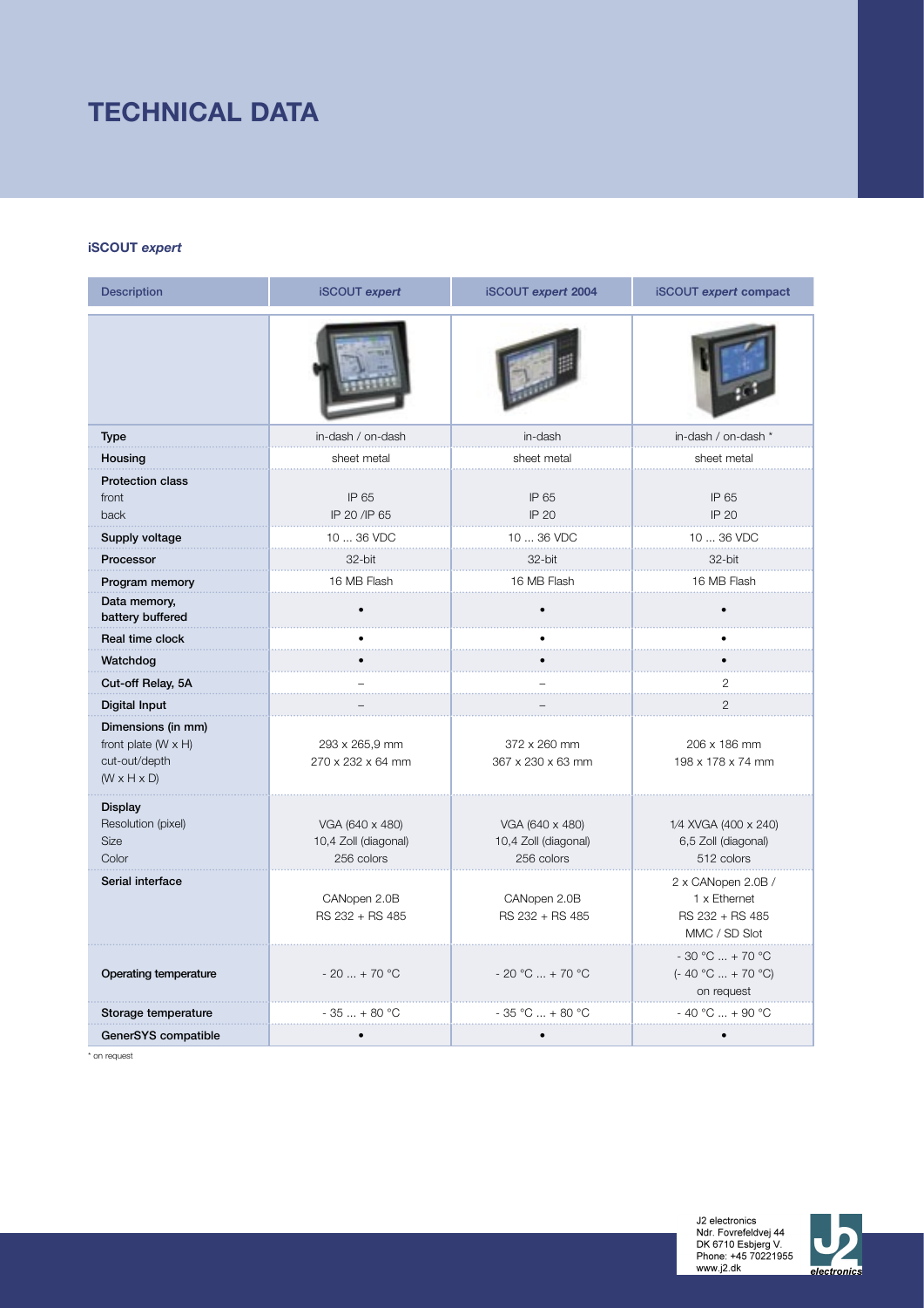# TECHNICAL DATA

**iSCOUT *expert***

| Description | iSCOUT *expert* | iSCOUT *expert* 2004 | iSCOUT *expert* compact |
|---|---|---|---|
| | | | |
| **Type** | in-dash / on-dash | in-dash | in-dash / on-dash * |
| **Housing** | sheet metal | sheet metal | sheet metal |
| **Protection class**<br>front<br>back | <br>IP 65<br>IP 20 /IP 65 | <br>IP 65<br>IP 20 | <br>IP 65<br>IP 20 |
| **Supply voltage** | 10 ... 36 VDC | 10 ... 36 VDC | 10 ... 36 VDC |
| **Processor** | 32-bit | 32-bit | 32-bit |
| **Program memory** | 16 MB Flash | 16 MB Flash | 16 MB Flash |
| **Data memory, battery buffered** | • | • | • |
| **Real time clock** | • | • | • |
| **Watchdog** | • | • | • |
| **Cut-off Relay, 5A** | – | – | 2 |
| **Digital Input** | – | – | 2 |
| **Dimensions (in mm)**<br>front plate (W x H)<br>cut-out/depth<br>(W x H x D) | <br>293 x 265,9 mm<br>270 x 232 x 64 mm | <br>372 x 260 mm<br>367 x 230 x 63 mm | <br>206 x 186 mm<br>198 x 178 x 74 mm |
| **Display**<br>Resolution (pixel)<br>Size<br>Color | <br>VGA (640 x 480)<br>10,4 Zoll (diagonal)<br>256 colors | <br>VGA (640 x 480)<br>10,4 Zoll (diagonal)<br>256 colors | <br>1/4 XVGA (400 x 240)<br>6,5 Zoll (diagonal)<br>512 colors |
| **Serial interface** | CANopen 2.0B<br>RS 232 + RS 485 | CANopen 2.0B<br>RS 232 + RS 485 | 2 x CANopen 2.0B /<br>1 x Ethernet<br>RS 232 + RS 485<br>MMC / SD Slot |
| **Operating temperature** | - 20 ... + 70 °C | - 20 °C ... + 70 °C | - 30 °C ... + 70 °C<br>(- 40 °C ... + 70 °C)<br>on request |
| **Storage temperature** | - 35 ... + 80 °C | - 35 °C ... + 80 °C | - 40 °C ... + 90 °C |
| **GenerSYS compatible** | • | • | • |

* on request

J2 electronics
Ndr. Fovrefeldvej 44
DK 6710 Esbjerg V.
Phone: +45 70221955
www.j2.dk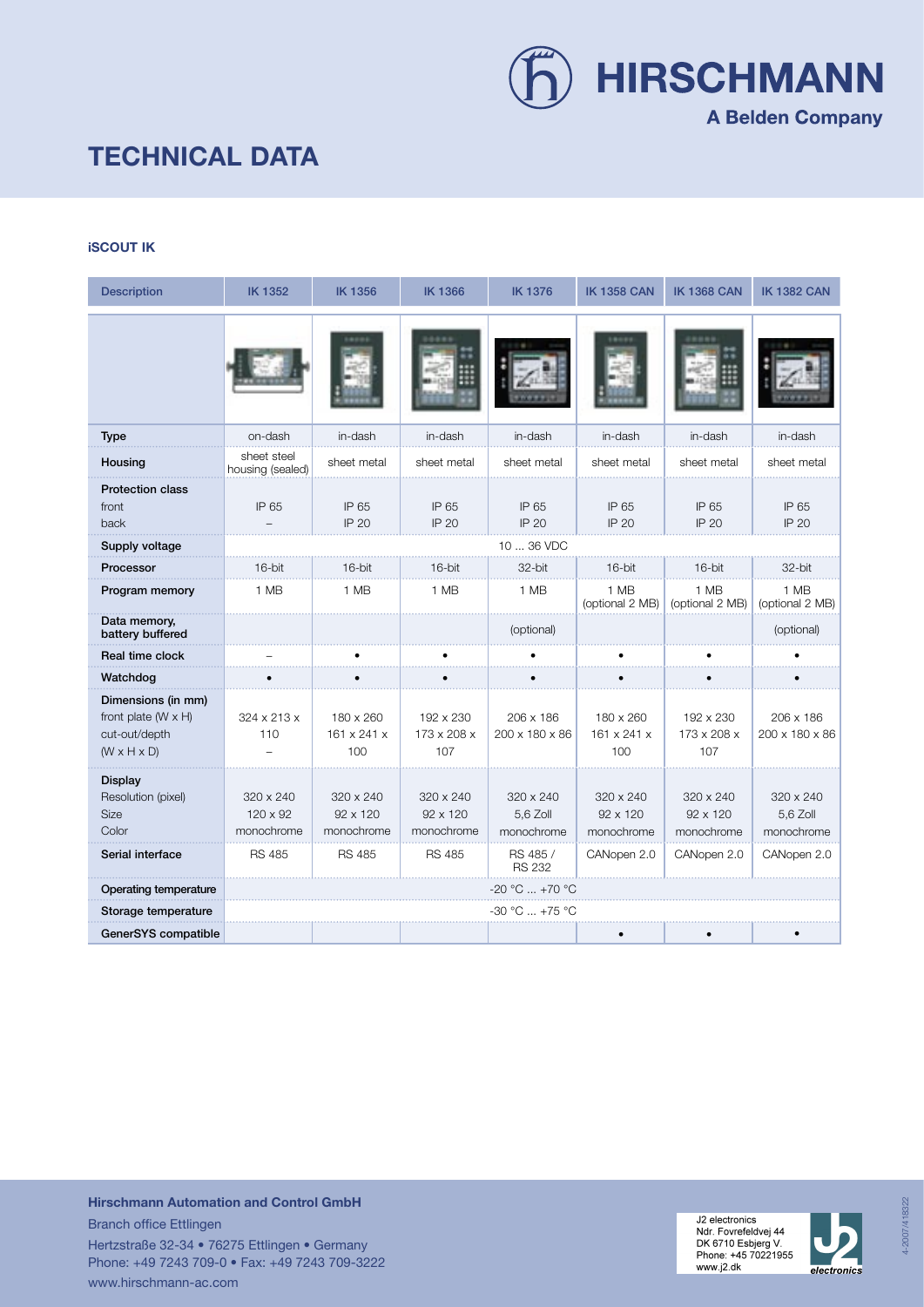# TECHNICAL DATA

### iSCOUT IK

| Description | IK 1352 | IK 1356 | IK 1366 | IK 1376 | IK 1358 CAN | IK 1368 CAN | IK 1382 CAN |
|---|---|---|---|---|---|---|---|
| Type | on-dash | in-dash | in-dash | in-dash | in-dash | in-dash | in-dash |
| Housing | sheet steel housing (sealed) | sheet metal | sheet metal | sheet metal | sheet metal | sheet metal | sheet metal |
| Protection class<br>front<br>back | IP 65<br>– | IP 65<br>IP 20 | IP 65<br>IP 20 | IP 65<br>IP 20 | IP 65<br>IP 20 | IP 65<br>IP 20 | IP 65<br>IP 20 |
| Supply voltage | 10 ... 36 VDC | | | | | | |
| Processor | 16-bit | 16-bit | 16-bit | 32-bit | 16-bit | 16-bit | 32-bit |
| Program memory | 1 MB | 1 MB | 1 MB | 1 MB | 1 MB (optional 2 MB) | 1 MB (optional 2 MB) | 1 MB (optional 2 MB) |
| Data memory, battery buffered | | | | (optional) | | | (optional) |
| Real time clock | – | • | • | • | • | • | • |
| Watchdog | • | • | • | • | • | • | • |
| Dimensions (in mm)<br>front plate (W x H)<br>cut-out/depth<br>(W x H x D) | 324 x 213 x 110<br>– | 180 x 260<br>161 x 241 x 100 | 192 x 230<br>173 x 208 x 107 | 206 x 186<br>200 x 180 x 86 | 180 x 260<br>161 x 241 x 100 | 192 x 230<br>173 x 208 x 107 | 206 x 186<br>200 x 180 x 86 |
| Display<br>Resolution (pixel)<br>Size<br>Color | 320 x 240<br>120 x 92<br>monochrome | 320 x 240<br>92 x 120<br>monochrome | 320 x 240<br>92 x 120<br>monochrome | 320 x 240<br>5,6 Zoll<br>monochrome | 320 x 240<br>92 x 120<br>monochrome | 320 x 240<br>92 x 120<br>monochrome | 320 x 240<br>5,6 Zoll<br>monochrome |
| Serial interface | RS 485 | RS 485 | RS 485 | RS 485 / RS 232 | CANopen 2.0 | CANopen 2.0 | CANopen 2.0 |
| Operating temperature | -20 °C ... +70 °C | | | | | | |
| Storage temperature | -30 °C ... +75 °C | | | | | | |
| GenerSYS compatible | | | | | • | • | • |

**Hirschmann Automation and Control GmbH**
Branch office Ettlingen
Hertzstraße 32-34 • 76275 Ettlingen • Germany
Phone: +49 7243 709-0 • Fax: +49 7243 709-3222
www.hirschmann-ac.com

J2 electronics
Ndr. Fovrefeldvej 44
DK 6710 Esbjerg V.
Phone: +45 70221955
www.j2.dk